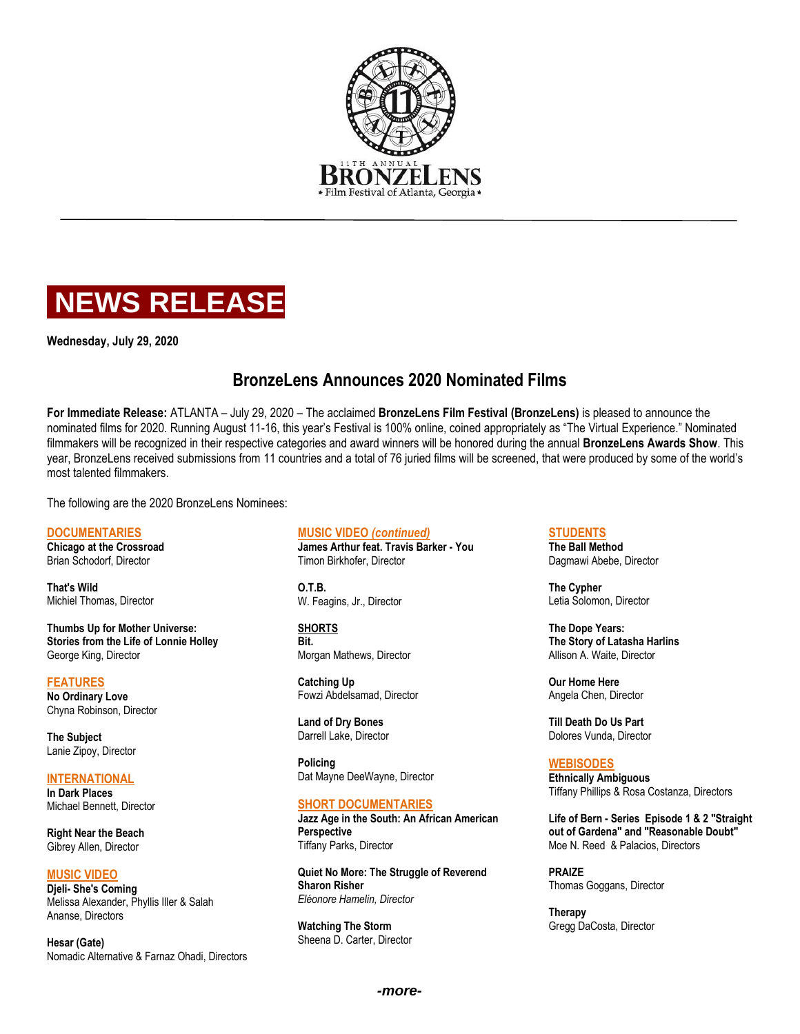11TH ANNUAL

BRONZELENS

Film Festival of Atlanta, Georgia

# NEWS RELEASE

**Wednesday, July 29, 2020**

## BronzeLens Announces 2020 Nominated Films

**For Immediate Release:** ATLANTA – July 29, 2020 – The acclaimed **BronzeLens Film Festival (BronzeLens)** is pleased to announce the nominated films for 2020. Running August 11-16, this year's Festival is 100% online, coined appropriately as "The Virtual Experience." Nominated filmmakers will be recognized in their respective categories and award winners will be honored during the annual **BronzeLens Awards Show**. This year, BronzeLens received submissions from 11 countries and a total of 76 juried films will be screened, that were produced by some of the world's most talented filmmakers.

The following are the 2020 BronzeLens Nominees:

### DOCUMENTARIES

**Chicago at the Crossroad**
Brian Schodorf, Director

**That's Wild**
Michiel Thomas, Director

**Thumbs Up for Mother Universe: Stories from the Life of Lonnie Holley**
George King, Director

### FEATURES

**No Ordinary Love**
Chyna Robinson, Director

**The Subject**
Lanie Zipoy, Director

### INTERNATIONAL

**In Dark Places**
Michael Bennett, Director

**Right Near the Beach**
Gibrey Allen, Director

### MUSIC VIDEO

**Djeli- She's Coming**
Melissa Alexander, Phyllis Iller & Salah Ananse, Directors

**Hesar (Gate)**
Nomadic Alternative & Farnaz Ohadi, Directors

### MUSIC VIDEO *(continued)*

**James Arthur feat. Travis Barker - You**
Timon Birkhofer, Director

**O.T.B.**
W. Feagins, Jr., Director

### SHORTS

**Bit.**
Morgan Mathews, Director

**Catching Up**
Fowzi Abdelsamad, Director

**Land of Dry Bones**
Darrell Lake, Director

**Policing**
Dat Mayne DeeWayne, Director

### SHORT DOCUMENTARIES

**Jazz Age in the South: An African American Perspective**
Tiffany Parks, Director

**Quiet No More: The Struggle of Reverend Sharon Risher**
*Eléonore Hamelin, Director*

**Watching The Storm**
Sheena D. Carter, Director

### STUDENTS

**The Ball Method**
Dagmawi Abebe, Director

**The Cypher**
Letia Solomon, Director

**The Dope Years: The Story of Latasha Harlins**
Allison A. Waite, Director

**Our Home Here**
Angela Chen, Director

**Till Death Do Us Part**
Dolores Vunda, Director

### WEBISODES

**Ethnically Ambiguous**
Tiffany Phillips & Rosa Costanza, Directors

**Life of Bern - Series Episode 1 & 2 "Straight out of Gardena" and "Reasonable Doubt"**
Moe N. Reed & Palacios, Directors

**PRAIZE**
Thomas Goggans, Director

**Therapy**
Gregg DaCosta, Director

*-more-*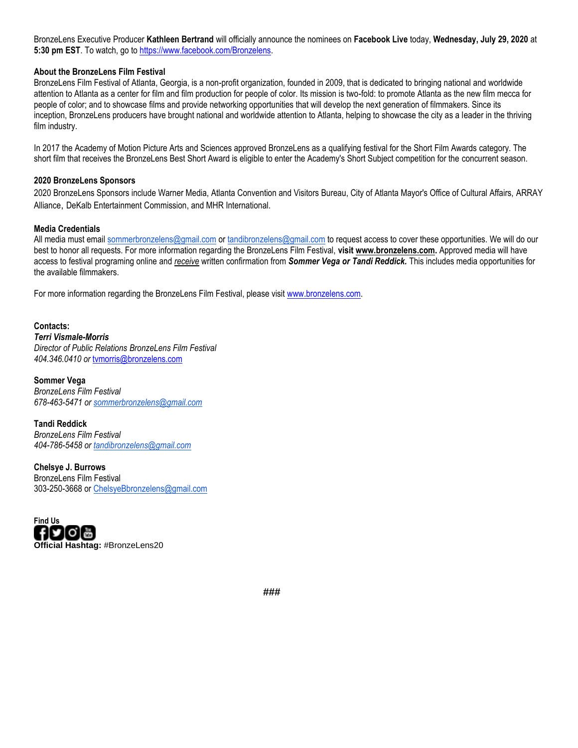BronzeLens Executive Producer **Kathleen Bertrand** will officially announce the nominees on **Facebook Live** today, **Wednesday, July 29, 2020** at **5:30 pm EST**. To watch, go to https://www.facebook.com/Bronzelens.

**About the BronzeLens Film Festival**
BronzeLens Film Festival of Atlanta, Georgia, is a non-profit organization, founded in 2009, that is dedicated to bringing national and worldwide attention to Atlanta as a center for film and film production for people of color. Its mission is two-fold: to promote Atlanta as the new film mecca for people of color; and to showcase films and provide networking opportunities that will develop the next generation of filmmakers. Since its inception, BronzeLens producers have brought national and worldwide attention to Atlanta, helping to showcase the city as a leader in the thriving film industry.

In 2017 the Academy of Motion Picture Arts and Sciences approved BronzeLens as a qualifying festival for the Short Film Awards category. The short film that receives the BronzeLens Best Short Award is eligible to enter the Academy's Short Subject competition for the concurrent season.

**2020 BronzeLens Sponsors**
2020 BronzeLens Sponsors include Warner Media, Atlanta Convention and Visitors Bureau, City of Atlanta Mayor's Office of Cultural Affairs, ARRAY Alliance, DeKalb Entertainment Commission, and MHR International.

**Media Credentials**
All media must email sommerbronzelens@gmail.com or tandibronzelens@gmail.com to request access to cover these opportunities. We will do our best to honor all requests. For more information regarding the BronzeLens Film Festival, **visit www.bronzelens.com.** Approved media will have access to festival programing online and *receive* written confirmation from ***Sommer Vega or Tandi Reddick.*** This includes media opportunities for the available filmmakers.

For more information regarding the BronzeLens Film Festival, please visit www.bronzelens.com.

**Contacts:**
***Terri Vismale-Morris***
*Director of Public Relations BronzeLens Film Festival*
*404.346.0410 or* tvmorris@bronzelens.com

**Sommer Vega**
*BronzeLens Film Festival*
*678-463-5471 or sommerbronzelens@gmail.com*

**Tandi Reddick**
*BronzeLens Film Festival*
*404-786-5458 or tandibronzelens@gmail.com*

**Chelsye J. Burrows**
BronzeLens Film Festival
303-250-3668 or ChelsyeBbronzelens@gmail.com

**Find Us**
**Official Hashtag:** #BronzeLens20

###